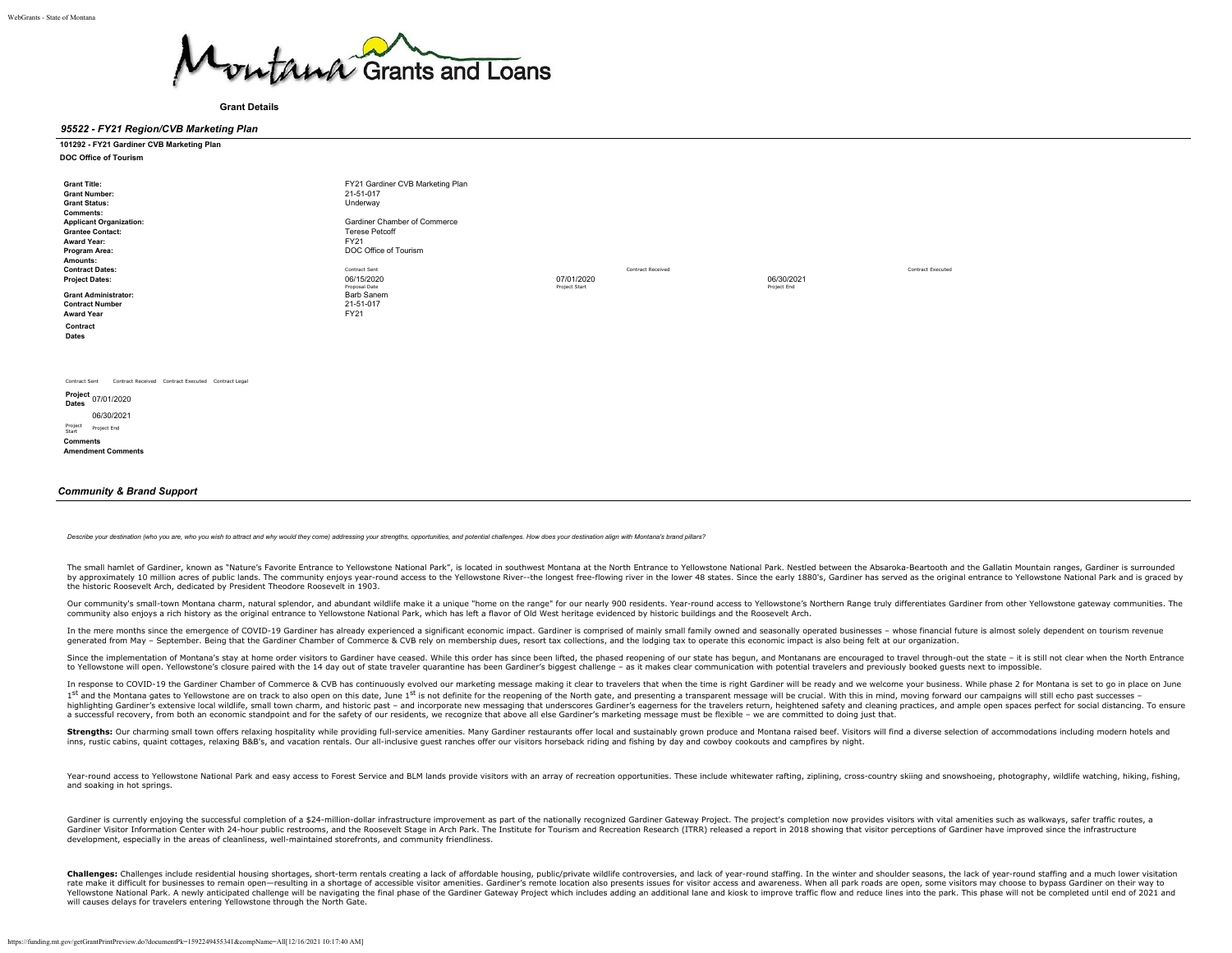Montana Grants and Loans

**Grant Details**

## *95522 - FY21 Region/CVB Marketing Plan*

**101292 - FY21 Gardiner CVB Marketing Plan**

**DOC Office of Tourism**

| | | | |
|---|---|---|---|
| **Grant Title:** | FY21 Gardiner CVB Marketing Plan | | |
| **Grant Number:** | 21-51-017 | | |
| **Grant Status:** | Underway | | |
| **Comments:** | | | |
| **Applicant Organization:** | Gardiner Chamber of Commerce | | |
| **Grantee Contact:** | Terese Petcoff | | |
| **Award Year:** | FY21 | | |
| **Program Area:** | DOC Office of Tourism | | |
| **Amounts:** | | | |
| **Contract Dates:** | Contract Sent | Contract Received | Contract Executed |
| **Project Dates:** | 06/15/2020 Proposal Date | 07/01/2020 Project Start | 06/30/2021 Project End |
| **Grant Administrator:** | Barb Sanem | | |
| **Contract Number** | 21-51-017 | | |
| **Award Year** | FY21 | | |

**Contract Dates**

Contract Sent Contract Received Contract Executed Contract Legal

**Project Dates** 07/01/2020 06/30/2021

Project Start Project End

**Comments**

**Amendment Comments**

## *Community & Brand Support*

*Describe your destination (who you are, who you wish to attract and why would they come) addressing your strengths, opportunities, and potential challenges. How does your destination align with Montana's brand pillars?*

The small hamlet of Gardiner, known as "Nature's Favorite Entrance to Yellowstone National Park", is located in southwest Montana at the North Entrance to Yellowstone National Park. Nestled between the Absaroka-Beartooth and the Gallatin Mountain ranges, Gardiner is surrounded by approximately 10 million acres of public lands. The community enjoys year-round access to the Yellowstone River--the longest free-flowing river in the lower 48 states. Since the early 1880's, Gardiner has served as the original entrance to Yellowstone National Park and is graced by the historic Roosevelt Arch, dedicated by President Theodore Roosevelt in 1903.

Our community's small-town Montana charm, natural splendor, and abundant wildlife make it a unique "home on the range" for our nearly 900 residents. Year-round access to Yellowstone's Northern Range truly differentiates Gardiner from other Yellowstone gateway communities. The community also enjoys a rich history as the original entrance to Yellowstone National Park, which has left a flavor of Old West heritage evidenced by historic buildings and the Roosevelt Arch.

In the mere months since the emergence of COVID-19 Gardiner has already experienced a significant economic impact. Gardiner is comprised of mainly small family owned and seasonally operated businesses – whose financial future is almost solely dependent on tourism revenue generated from May – September. Being that the Gardiner Chamber of Commerce & CVB rely on membership dues, resort tax collections, and the lodging tax to operate this economic impact is also being felt at our organization.

Since the implementation of Montana's stay at home order visitors to Gardiner have ceased. While this order has since been lifted, the phased reopening of our state has begun, and Montanans are encouraged to travel through-out the state – it is still not clear when the North Entrance to Yellowstone will open. Yellowstone's closure paired with the 14 day out of state traveler quarantine has been Gardiner's biggest challenge – as it makes clear communication with potential travelers and previously booked guests next to impossible.

In response to COVID-19 the Gardiner Chamber of Commerce & CVB has continuously evolved our marketing message making it clear to travelers that when the time is right Gardiner will be ready and we welcome your business. While phase 2 for Montana is set to go in place on June 1st and the Montana gates to Yellowstone are on track to also open on this date, June 1st is not definite for the reopening of the North gate, and presenting a transparent message will be crucial. With this in mind, moving forward our campaigns will still echo past successes – highlighting Gardiner's extensive local wildlife, small town charm, and historic past – and incorporate new messaging that underscores Gardiner's eagerness for the travelers return, heightened safety and cleaning practices, and ample open spaces perfect for social distancing. To ensure a successful recovery, from both an economic standpoint and for the safety of our residents, we recognize that above all else Gardiner's marketing message must be flexible – we are committed to doing just that.

**Strengths:** Our charming small town offers relaxing hospitality while providing full-service amenities. Many Gardiner restaurants offer local and sustainably grown produce and Montana raised beef. Visitors will find a diverse selection of accommodations including modern hotels and inns, rustic cabins, quaint cottages, relaxing B&B's, and vacation rentals. Our all-inclusive guest ranches offer our visitors horseback riding and fishing by day and cowboy cookouts and campfires by night.

Year-round access to Yellowstone National Park and easy access to Forest Service and BLM lands provide visitors with an array of recreation opportunities. These include whitewater rafting, ziplining, cross-country skiing and snowshoeing, photography, wildlife watching, hiking, fishing, and soaking in hot springs.

Gardiner is currently enjoying the successful completion of a $24-million-dollar infrastructure improvement as part of the nationally recognized Gardiner Gateway Project. The project's completion now provides visitors with vital amenities such as walkways, safer traffic routes, a Gardiner Visitor Information Center with 24-hour public restrooms, and the Roosevelt Stage in Arch Park. The Institute for Tourism and Recreation Research (ITRR) released a report in 2018 showing that visitor perceptions of Gardiner have improved since the infrastructure development, especially in the areas of cleanliness, well-maintained storefronts, and community friendliness.

**Challenges:** Challenges include residential housing shortages, short-term rentals creating a lack of affordable housing, public/private wildlife controversies, and lack of year-round staffing. In the winter and shoulder seasons, the lack of year-round staffing and a much lower visitation rate make it difficult for businesses to remain open—resulting in a shortage of accessible visitor amenities. Gardiner's remote location also presents issues for visitor access and awareness. When all park roads are open, some visitors may choose to bypass Gardiner on their way to Yellowstone National Park. A newly anticipated challenge will be navigating the final phase of the Gardiner Gateway Project which includes adding an additional lane and kiosk to improve traffic flow and reduce lines into the park. This phase will not be completed until end of 2021 and will causes delays for travelers entering Yellowstone through the North Gate.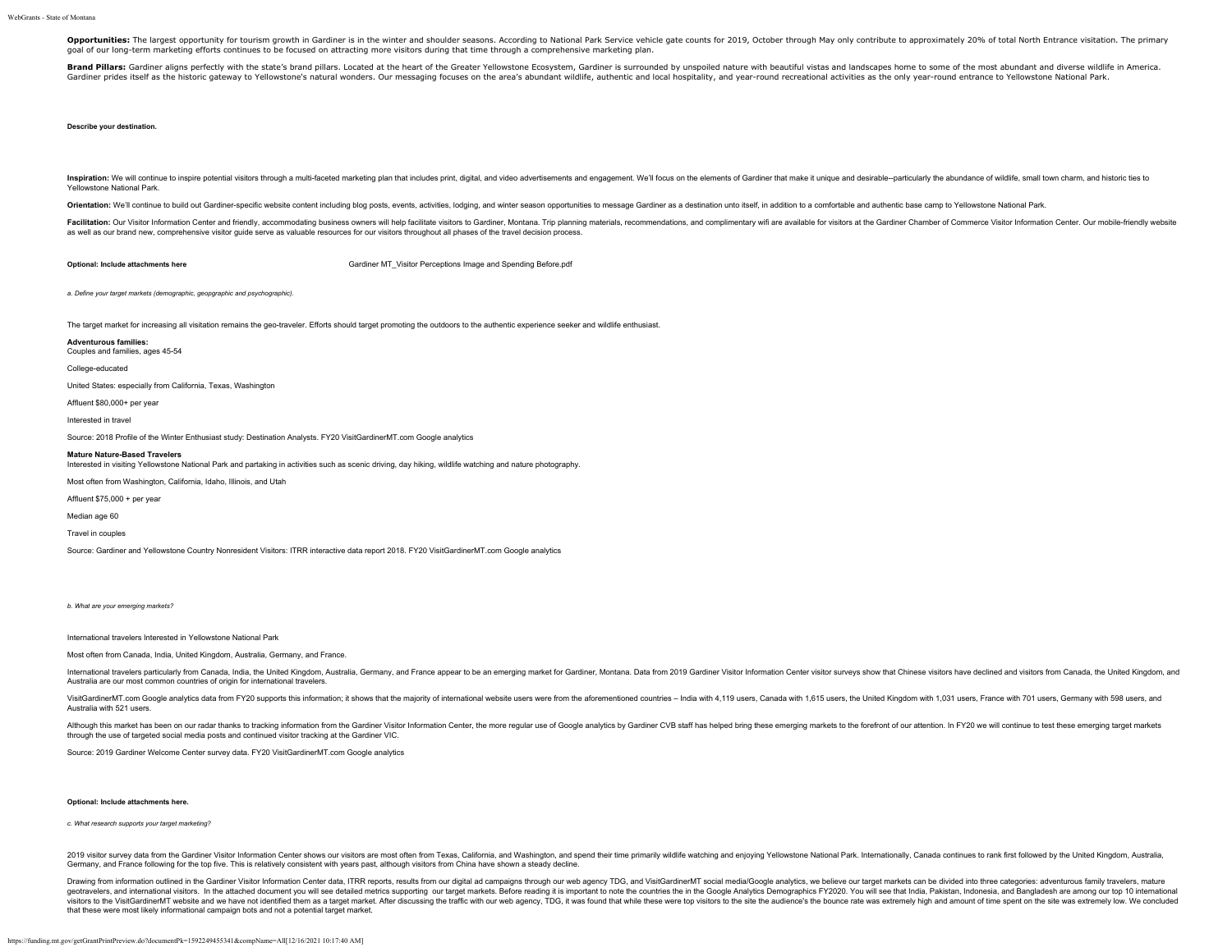**Opportunities:** The largest opportunity for tourism growth in Gardiner is in the winter and shoulder seasons. According to National Park Service vehicle gate counts for 2019, October through May only contribute to approximately 20% of total North Entrance visitation. The primary goal of our long-term marketing efforts continues to be focused on attracting more visitors during that time through a comprehensive marketing plan.

**Brand Pillars:** Gardiner aligns perfectly with the state's brand pillars. Located at the heart of the Greater Yellowstone Ecosystem, Gardiner is surrounded by unspoiled nature with beautiful vistas and landscapes home to some of the most abundant and diverse wildlife in America. Gardiner prides itself as the historic gateway to Yellowstone's natural wonders. Our messaging focuses on the area's abundant wildlife, authentic and local hospitality, and year-round recreational activities as the only year-round entrance to Yellowstone National Park.

**Describe your destination.**

**Inspiration:** We will continue to inspire potential visitors through a multi-faceted marketing plan that includes print, digital, and video advertisements and engagement. We'll focus on the elements of Gardiner that make it unique and desirable--particularly the abundance of wildlife, small town charm, and historic ties to Yellowstone National Park.

**Orientation:** We'll continue to build out Gardiner-specific website content including blog posts, events, activities, lodging, and winter season opportunities to message Gardiner as a destination unto itself, in addition to a comfortable and authentic base camp to Yellowstone National Park.

**Facilitation:** Our Visitor Information Center and friendly, accommodating business owners will help facilitate visitors to Gardiner, Montana. Trip planning materials, recommendations, and complimentary wifi are available for visitors at the Gardiner Chamber of Commerce Visitor Information Center. Our mobile-friendly website as well as our brand new, comprehensive visitor guide serve as valuable resources for our visitors throughout all phases of the travel decision process.

**Optional: Include attachments here** Gardiner MT_Visitor Perceptions Image and Spending Before.pdf

*a. Define your target markets (demographic, geopgraphic and psychographic).*

The target market for increasing all visitation remains the geo-traveler. Efforts should target promoting the outdoors to the authentic experience seeker and wildlife enthusiast.

**Adventurous families:**
Couples and families, ages 45-54

College-educated

United States: especially from California, Texas, Washington

Affluent $80,000+ per year

Interested in travel

Source: 2018 Profile of the Winter Enthusiast study: Destination Analysts. FY20 VisitGardinerMT.com Google analytics

**Mature Nature-Based Travelers**
Interested in visiting Yellowstone National Park and partaking in activities such as scenic driving, day hiking, wildlife watching and nature photography.

Most often from Washington, California, Idaho, Illinois, and Utah

Affluent $75,000 + per year

Median age 60

Travel in couples

Source: Gardiner and Yellowstone Country Nonresident Visitors: ITRR interactive data report 2018. FY20 VisitGardinerMT.com Google analytics

*b. What are your emerging markets?*

International travelers Interested in Yellowstone National Park

Most often from Canada, India, United Kingdom, Australia, Germany, and France.

International travelers particularly from Canada, India, the United Kingdom, Australia, Germany, and France appear to be an emerging market for Gardiner, Montana. Data from 2019 Gardiner Visitor Information Center visitor surveys show that Chinese visitors have declined and visitors from Canada, the United Kingdom, and Australia are our most common countries of origin for international travelers.

VisitGardinerMT.com Google analytics data from FY20 supports this information; it shows that the majority of international website users were from the aforementioned countries – India with 4,119 users, Canada with 1,615 users, the United Kingdom with 1,031 users, France with 701 users, Germany with 598 users, and Australia with 521 users.

Although this market has been on our radar thanks to tracking information from the Gardiner Visitor Information Center, the more regular use of Google analytics by Gardiner CVB staff has helped bring these emerging markets to the forefront of our attention. In FY20 we will continue to test these emerging target markets through the use of targeted social media posts and continued visitor tracking at the Gardiner VIC.

Source: 2019 Gardiner Welcome Center survey data. FY20 VisitGardinerMT.com Google analytics

**Optional: Include attachments here.**

*c. What research supports your target marketing?*

2019 visitor survey data from the Gardiner Visitor Information Center shows our visitors are most often from Texas, California, and Washington, and spend their time primarily wildlife watching and enjoying Yellowstone National Park. Internationally, Canada continues to rank first followed by the United Kingdom, Australia, Germany, and France following for the top five. This is relatively consistent with years past, although visitors from China have shown a steady decline.

Drawing from information outlined in the Gardiner Visitor Information Center data, ITRR reports, results from our digital ad campaigns through our web agency TDG, and VisitGardinerMT social media/Google analytics, we believe our target markets can be divided into three categories: adventurous family travelers, mature geotravelers, and international visitors. In the attached document you will see detailed metrics supporting our target markets. Before reading it is important to note the countries the in the Google Analytics Demographics FY2020. You will see that India, Pakistan, Indonesia, and Bangladesh are among our top 10 international visitors to the VisitGardinerMT website and we have not identified them as a target market. After discussing the traffic with our web agency, TDG, it was found that while these were top visitors to the site the audience's the bounce rate was extremely high and amount of time spent on the site was extremely low. We concluded that these were most likely informational campaign bots and not a potential target market.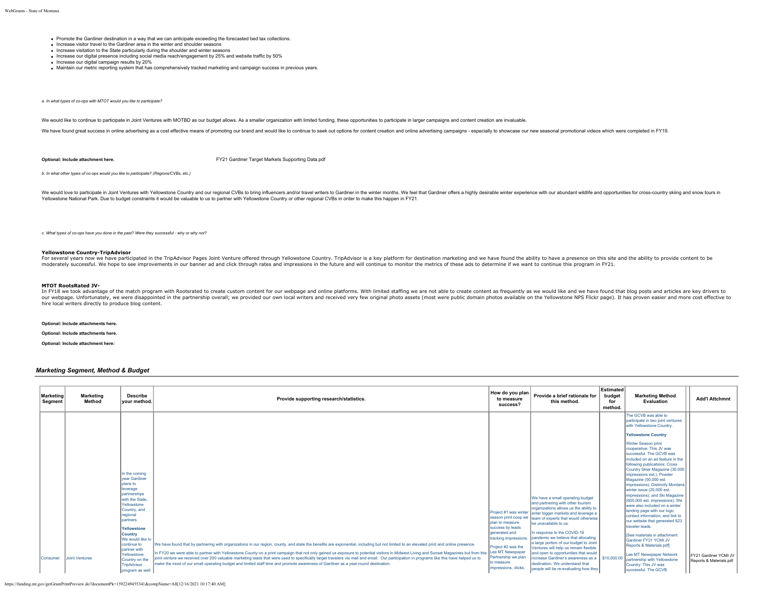- Promote the Gardiner destination in a way that we can anticipate exceeding the forecasted bed tax collections.
- Increase visitor travel to the Gardiner area in the winter and shoulder seasons
- Increase visitation to the State particularly during the shoulder and winter seasons
- Increase our digital presence including social media reach/engagement by 25% and website traffic by 50%
- Increase our digital campaign results by 20%
- Maintain our metric reporting system that has comprehensively tracked marketing and campaign success in previous years.

*a. In what types of co-ops with MTOT would you like to participate?*

We would like to continue to participate in Joint Ventures with MOTBD as our budget allows. As a smaller organization with limited funding, these opportunities to participate in larger campaigns and content creation are invaluable.

We have found great success in online advertising as a cost effective means of promoting our brand and would like to continue to seek out options for content creation and online advertising campaigns - especially to showcase our new seasonal promotional videos which were completed in FY19.

**Optional: Include attachment here.** FY21 Gardiner Target Markets Supporting Data.pdf

*b. In what other types of co-ops would you like to participate? (Regions/CVBs, etc.)*

We would love to participate in Joint Ventures with Yellowstone Country and our regional CVBs to bring influencers and/or travel writers to Gardiner in the winter months. We feel that Gardiner offers a highly desirable winter experience with our abundant wildlife and opportunities for cross-country skiing and snow tours in Yellowstone National Park. Due to budget constraints it would be valuable to us to partner with Yellowstone Country or other regional CVBs in order to make this happen in FY21.

*c. What types of co-ops have you done in the past? Were they successful - why or why not?*

**Yellowstone Country-TripAdvisor**
For several years now we have participated in the TripAdvisor Pages Joint Venture offered through Yellowstone Country. TripAdvisor is a key platform for destination marketing and we have found the ability to have a presence on this site and the ability to provide content to be moderately successful. We hope to see improvements in our banner ad and click through rates and impressions in the future and will continue to monitor the metrics of these ads to determine if we want to continue this program in FY21.

**MTOT RootsRated JV-**
In FY18 we took advantage of the match program with Rootsrated to create custom content for our webpage and online platforms. With limited staffing we are not able to create content as frequently as we would like and we have found that blog posts and articles are key drivers to our webpage. Unfortunately, we were disappointed in the partnership overall; we provided our own local writers and received very few original photo assets (most were public domain photos available on the Yellowstone NPS Flickr page). It has proven easier and more cost effective to hire local writers directly to produce blog content.

**Optional: Include attachments here.**

**Optional: Include attachments here.**

**Optional: Include attachment here:**

## *Marketing Segment, Method & Budget*

| Marketing Segment | Marketing Method | Describe your method. | Provide supporting research/statistics. | How do you plan to measure success? | Provide a brief rationale for this method. | Estimated budget for method. | Marketing Method Evaluation | Add'l Attchmnt |
|---|---|---|---|---|---|---|---|---|
| Consumer | Joint Ventures | In the coming year Gardiner plans to leverage partnerships with the State, Yellowstone Country, and regional partners. **Yellowstone Country** We would like to continue to partner with Yellowstone Country on the TripAdvisor program as well | We have found that by partnering with organizations in our region, county, and state the benefits are exponential, including but not limited to an elevated print and online presence. In FY20 we were able to partner with Yellowstone County on a print campaign that not only gained us exposure to potential visitors in Midwest Living and Sunset Magazines but from this joint venture we received over 200 valuable marketing leads that were used to specifically target travelers via mail and email. Our participation in programs like this have helped us to make the most of our small operating budget and limited staff time and promote awareness of Gardiner as a year-round destination. | Project #1 was winter season print coop we plan to measure success by leads generated and tracking impressions. Project #2 was the Lee MT Newspaper Partnership we plan to measure impressions, clicks, | We have a small operating budget and partnering with other tourism organizations allows us the ability to enter bigger markets and leverage a team of experts that would otherwise be unavailable to us. In response to the COVID-19 pandemic we believe that allocating a large portion of our budget to Joint Ventures will help us remain flexible and open to opportunities that would increase Gardiner's awareness as a destination. We understand that people will be re-evaluating how they | $10,000.00 | The GCVB was able to participate in two joint ventures with Yellowstone Country. **Yellowstone Country** Winter Season print cooperative: This JV was successful. The GCVB was included on an ad feature in the following publications: Cross Country Skier Magazine (30,000 impressions est.), Powder Magazine (50,000 est. impressions), Distinctly Montana winter issue (20,000 est. impressions), and Ski Magazine (600,000 est. impressions). We were also included on a winter landing page with our logo, contact information, and link to our website that generated 823 traveler leads. [See materials in attachment Gardiner FY21 YCMI JV Reports & Materials.pdf] Lee MT Newspaper Network partnership with Yellowstone Country: This JV was successful. The GCVB | FY21 Gardiner YCMI JV Reports & Materials.pdf |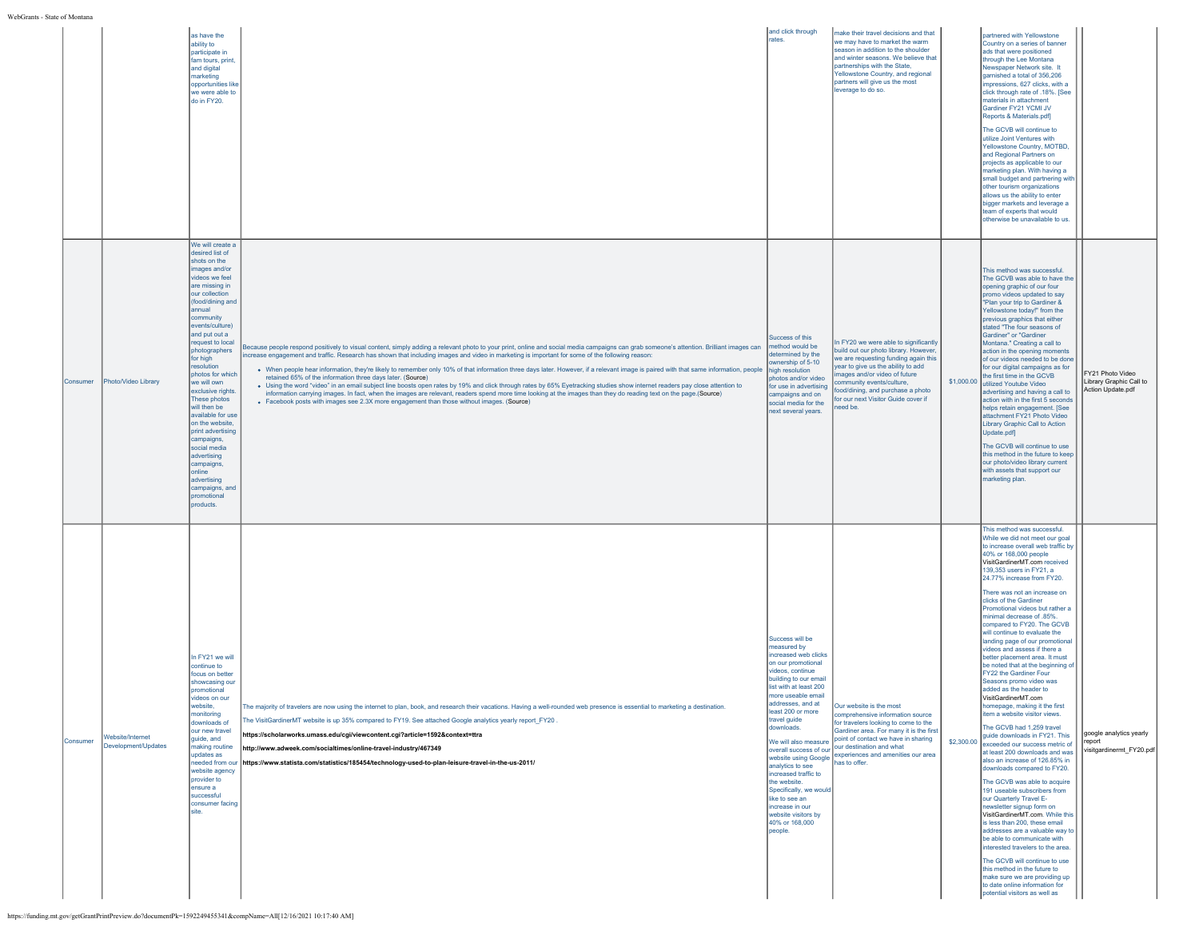| | | | | | | | | |
|---|---|---|---|---|---|---|---|---|
| | | as have the ability to participate in fam tours, print, and digital marketing opportunities like we were able to do in FY20. | | and click through rates. | make their travel decisions and that we may have to market the warm season in addition to the shoulder and winter seasons. We believe that partnerships with the State, Yellowstone Country, and regional partners will give us the most leverage to do so. | | partnered with Yellowstone Country on a series of banner ads that were positioned through the Lee Montana Newspaper Network site. It garnished a total of 356,206 impressions, 627 clicks, with a click through rate of .18%. [See materials in attachment Gardiner FY21 YCMI JV Reports & Materials.pdf]<br><br>The GCVB will continue to utilize Joint Ventures with Yellowstone Country, MOTBD, and Regional Partners on projects as applicable to our marketing plan. With having a small budget and partnering with other tourism organizations allows us the ability to enter bigger markets and leverage a team of experts that would otherwise be unavailable to us. | |
| Consumer | Photo/Video Library | We will create a desired list of shots on the images and/or videos we feel are missing in our collection (food/dining and annual community events/culture) and put out a request to local photographers for high resolution photos for which we will own exclusive rights. These photos will then be available for use on the website, print advertising campaigns, social media advertising campaigns, online advertising campaigns, and promotional products. | Because people respond positively to visual content, simply adding a relevant photo to your print, online and social media campaigns can grab someone's attention. Brilliant images can increase engagement and traffic. Research has shown that including images and video in marketing is important for some of the following reason:<br><br>• When people hear information, they're likely to remember only 10% of that information three days later. However, if a relevant image is paired with that same information, people retained 65% of the information three days later. (Source)<br>• Using the word "video" in an email subject line boosts open rates by 19% and click through rates by 65% Eyetracking studies show internet readers pay close attention to information carrying images. In fact, when the images are relevant, readers spend more time looking at the images than they do reading text on the page.(Source)<br>• Facebook posts with images see 2.3X more engagement than those without images. (Source) | Success of this method would be determined by the ownership of 5-10 high resolution photos and/or video for use in advertising campaigns and on social media for the next several years. | In FY20 we were able to significantly build out our photo library. However, we are requesting funding again this year to give us the ability to add images and/or video of future community events/culture, food/dining, and purchase a photo for our next Visitor Guide cover if need be. | $1,000.00 | This method was successful. The GCVB was able to have the opening graphic of our four promo videos updated to say "Plan your trip to Gardiner & Yellowstone today!" from the previous graphics that either stated "The four seasons of Gardiner" or "Gardiner Montana." Creating a call to action in the opening moments of our videos needed to be done for our digital campaigns as for the first time in the GCVB utilized Youtube Video advertising and having a call to action with in the first 5 seconds helps retain engagement. [See attachment FY21 Photo Video Library Graphic Call to Action Update.pdf]<br><br>The GCVB will continue to use this method in the future to keep our photo/video library current with assets that support our marketing plan. | FY21 Photo Video Library Graphic Call to Action Update.pdf |
| Consumer | Website/Internet Development/Updates | In FY21 we will continue to focus on better showcasing our promotional videos on our website, monitoring downloads of our new travel guide, and making routine updates as needed from our website agency provider to ensure a successful consumer facing site. | The majority of travelers are now using the internet to plan, book, and research their vacations. Having a well-rounded web presence is essential to marketing a destination.<br><br>The VisitGardinerMT website is up 35% compared to FY19. See attached Google analytics yearly report_FY20 .<br><br>**https://scholarworks.umass.edu/cgi/viewcontent.cgi?article=1592&context=ttra**<br><br>**http://www.adweek.com/socialtimes/online-travel-industry/467349**<br><br>**https://www.statista.com/statistics/185454/technology-used-to-plan-leisure-travel-in-the-us-2011/** | Success will be measured by increased web clicks on our promotional videos, continue building to our email list with at least 200 more useable email addresses, and at least 200 or more travel guide downloads.<br><br>We will also measure overall success of our website using Google analytics to see increased traffic to the website. Specifically, we would like to see an increase in our website visitors by 40% or 168,000 people. | Our website is the most comprehensive information source for travelers looking to come to the Gardiner area. For many it is the first point of contact we have in sharing our destination and what experiences and amenities our area has to offer. | $2,300.00 | This method was successful. While we did not meet our goal to increase overall web traffic by 40% or 168,000 people VisitGardinerMT.com received 139,353 users in FY21, a 24.77% increase from FY20.<br><br>There was not an increase on clicks of the Gardiner Promotional videos but rather a minimal decrease of .85%. compared to FY20. The GCVB will continue to evaluate the landing page of our promotional videos and assess if there a better placement area. It must be noted that at the beginning of FY22 the Gardiner Four Seasons promo video was added as the header to VisitGardinerMT.com homepage, making it the first item a website visitor views.<br><br>The GCVB had 1,259 travel guide downloads in FY21. This exceeded our success metric of at least 200 downloads and was also an increase of 126.85% in downloads compared to FY20.<br><br>The GCVB was able to acquire 191 useable subscribers from our Quarterly Travel E-newsletter signup form on VisitGardinerMT.com. While this is less than 200, these email addresses are a valuable way to be able to communicate with interested travelers to the area.<br><br>The GCVB will continue to use this method in the future to make sure we are providing up to date online information for potential visitors as well as | google analytics yearly report visitgardinermt_FY20.pdf |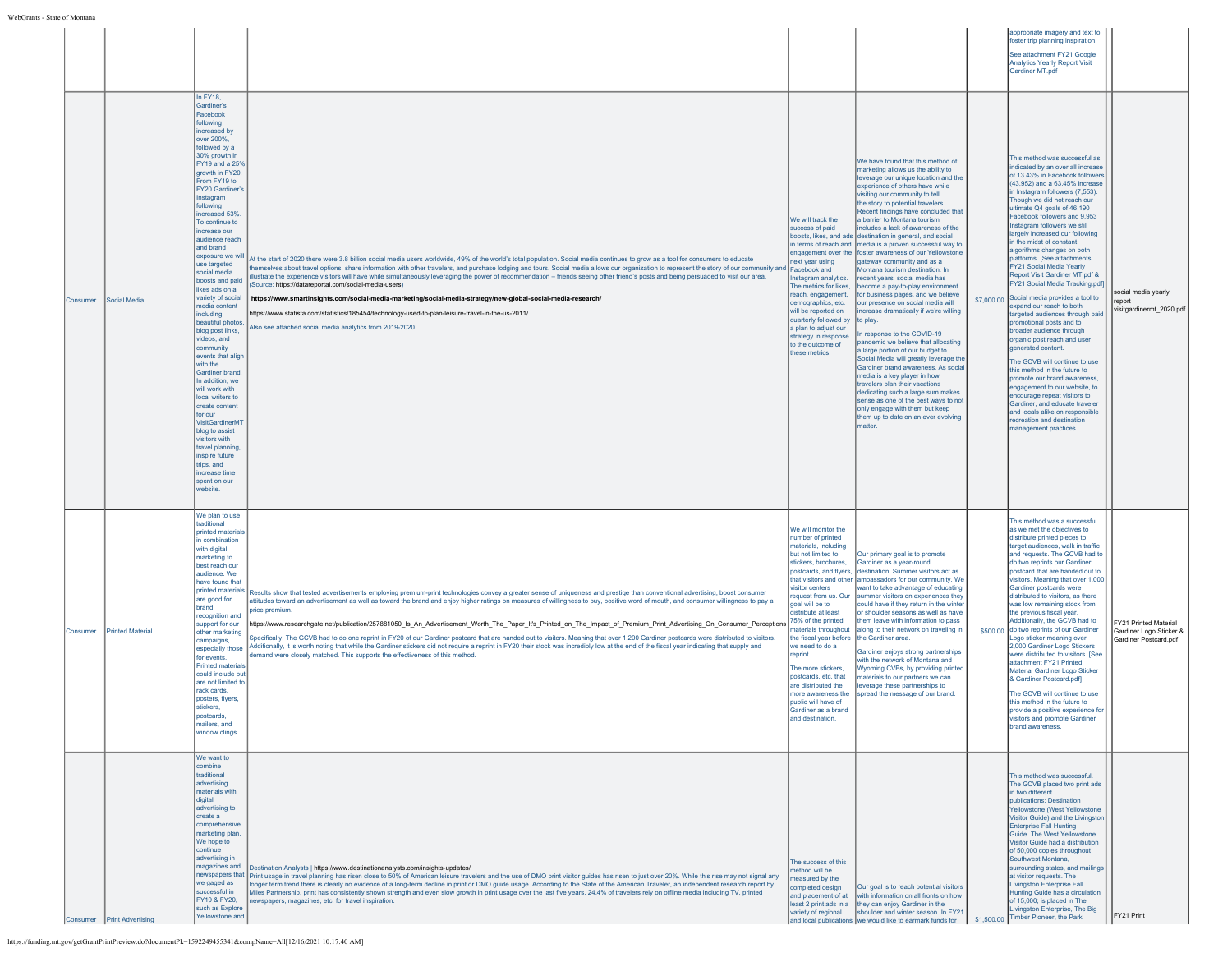|  |  |  |  |  |  |  | appropriate imagery and text to foster trip planning inspiration. See attachment FY21 Google Analytics Yearly Report Visit Gardiner MT.pdf |  |
|---|---|---|---|---|---|---|---|---|
| Consumer | Social Media | In FY18, Gardiner's Facebook following increased by over 200%, followed by a 30% growth in FY19 and a 25% growth in FY20. From FY19 to FY20 Gardiner's Instagram following increased 53%. To continue to increase our audience reach and brand exposure we will use targeted social media boosts and paid likes ads on a variety of social media content including beautiful photos, blog post links, videos, and community events that align with the Gardiner brand. In addition, we will work with local writers to create content for our VisitGardinerMT blog to assist visitors with travel planning, inspire future trips, and increase time spent on our website. | At the start of 2020 there were 3.8 billion social media users worldwide, 49% of the world's total population. Social media continues to grow as a tool for consumers to educate themselves about travel options, share information with other travelers, and purchase lodging and tours. Social media allows our organization to represent the story of our community and illustrate the experience visitors will have while simultaneously leveraging the power of recommendation – friends seeing other friend's posts and being persuaded to visit our area. (Source: https://datareportal.com/social-media-users)<br><br>**https://www.smartinsights.com/social-media-marketing/social-media-strategy/new-global-social-media-research/**<br><br>https://www.statista.com/statistics/185454/technology-used-to-plan-leisure-travel-in-the-us-2011/<br><br>Also see attached social media analytics from 2019-2020. | We will track the success of paid boosts, likes, and ads in terms of reach and engagement over the next year using Facebook and Instagram analytics. The metrics for likes, reach, engagement, demographics, etc. will be reported on quarterly followed by a plan to adjust our strategy in response to the outcome of these metrics. | We have found that this method of marketing allows us the ability to leverage our unique location and the experience of others have while visiting our community to tell the story to potential travelers. Recent findings have concluded that a barrier to Montana tourism includes a lack of awareness of the destination in general, and social media is a proven successful way to foster awareness of our Yellowstone gateway community and as a Montana tourism destination. In recent years, social media has become a pay-to-play environment for business pages, and we believe our presence on social media will increase dramatically if we're willing to play.<br><br>In response to the COVID-19 pandemic we believe that allocating a large portion of our budget to Social Media will greatly leverage the Gardiner brand awareness. As social media is a key player in how travelers plan their vacations dedicating such a large sum makes sense as one of the best ways to not only engage with them but keep them up to date on an ever evolving matter. | $7,000.00 | This method was successful as indicated by an over all increase of 13.43% in Facebook followers (43,952) and a 63.45% increase in Instagram followers (7,553). Though we did not reach our ultimate Q4 goals of 46,190 Facebook followers and 9,953 Instagram followers we still largely increased our following in the midst of constant algorithms changes on both platforms. [See attachments FY21 Social Media Yearly Report Visit Gardiner MT.pdf & FY21 Social Media Tracking.pdf]<br><br>Social media provides a tool to expand our reach to both targeted audiences through paid promotional posts and to broader audience through organic post reach and user generated content.<br><br>The GCVB will continue to use this method in the future to promote our brand awareness, engagement to our website, to encourage repeat visitors to Gardiner, and educate traveler and locals alike on responsible recreation and destination management practices. | social media yearly report visitgardinermt_2020.pdf |
| Consumer | Printed Material | We plan to use traditional printed materials in combination with digital marketing to best reach our audience. We have found that printed materials are good for brand recognition and support for our other marketing campaigns, especially those for events. Printed materials could include but are not limited to rack cards, posters, flyers, stickers, postcards, mailers, and window clings. | Results show that tested advertisements employing premium-print technologies convey a greater sense of uniqueness and prestige than conventional advertising, boost consumer attitudes toward an advertisement as well as toward the brand and enjoy higher ratings on measures of willingness to buy, positive word of mouth, and consumer willingness to pay a price premium.<br><br>https://www.researchgate.net/publication/257881050_Is_An_Advertisement_Worth_The_Paper_It's_Printed_on_The_Impact_of_Premium_Print_Advertising_On_Consumer_Perceptions<br><br>Specifically, The GCVB had to do one reprint in FY20 of our Gardiner postcard that are handed out to visitors. Meaning that over 1,200 Gardiner postcards were distributed to visitors. Additionally, it is worth noting that while the Gardiner stickers did not require a reprint in FY20 their stock was incredibly low at the end of the fiscal year indicating that supply and demand were closely matched. This supports the effectiveness of this method. | We will monitor the number of printed materials, including but not limited to stickers, brochures, postcards, and flyers, that visitors and other visitor centers request from us. Our goal will be to distribute at least 75% of the printed materials throughout the fiscal year before we need to do a reprint.<br><br>The more stickers, postcards, etc. that are distributed the more awareness the public will have of Gardiner as a brand and destination. | Our primary goal is to promote Gardiner as a year-round destination. Summer visitors act as ambassadors for our community. We want to take advantage of educating summer visitors on experiences they could have if they return in the winter or shoulder seasons as well as have them leave with information to pass along to their network on traveling in the Gardiner area.<br><br>Gardiner enjoys strong partnerships with the network of Montana and Wyoming CVBs, by providing printed materials to our partners we can leverage these partnerships to spread the message of our brand. | $500.00 | This method was a successful as we met the objectives to distribute printed pieces to target audiences, walk in traffic and requests. The GCVB had to do two reprints of our Gardiner postcard that are handed out to visitors. Meaning that over 1,000 Gardiner postcards were distributed to visitors, as there was low remaining stock from the previous fiscal year. Additionally, the GCVB had to do two reprints of our Gardiner Logo sticker meaning over 2,000 Gardiner Logo Stickers were distributed to visitors. [See attachment FY21 Printed Material Gardiner Logo Sticker & Gardiner Postcard.pdf]<br><br>The GCVB will continue to use this method in the future to provide a positive experience for visitors and promote Gardiner brand awareness. | FY21 Printed Material Gardiner Logo Sticker & Gardiner Postcard.pdf |
| Consumer | Print Advertising | We want to combine traditional advertising materials with digital advertising to create a comprehensive marketing plan. We hope to continue advertising in magazines and newspapers that we gaged as successful in FY19 & FY20, such as Explore Yellowstone and | Destination Analysts \| https://www.destinationanalysts.com/insights-updates/<br>Print usage in travel planning has risen close to 50% of American leisure travelers and the use of DMO print visitor guides has risen to just over 20%. While this rise may not signal any longer term trend there is clearly no evidence of a long-term decline in print or DMO guide usage. According to the State of the American Traveler, an independent research report by Miles Partnership, print has consistently shown strength and even slow growth in print usage over the last five years. 24.4% of travelers rely on offline media including TV, printed newspapers, magazines, etc. for travel inspiration. | The success of this method will be measured by the completed design and placement of at least 2 print ads in a variety of regional and local publications | Our goal is to reach potential visitors with information on all fronts on how they can enjoy Gardiner in the shoulder and winter season. In FY21 we would like to earmark funds for | $1,500.00 | This method was successful. The GCVB placed two print ads in two different publications: Destination Yellowstone (West Yellowstone Visitor Guide) and the Livingston Enterprise Fall Hunting Guide. The West Yellowstone Visitor Guide had a distribution of 50,000 copies throughout Southwest Montana, surrounding states, and mailings at visitor requests. The Livingston Enterprise Fall Hunting Guide has a circulation of 15,000; is placed in The Livingston Enterprise, The Big Timber Pioneer, the Park | FY21 Print |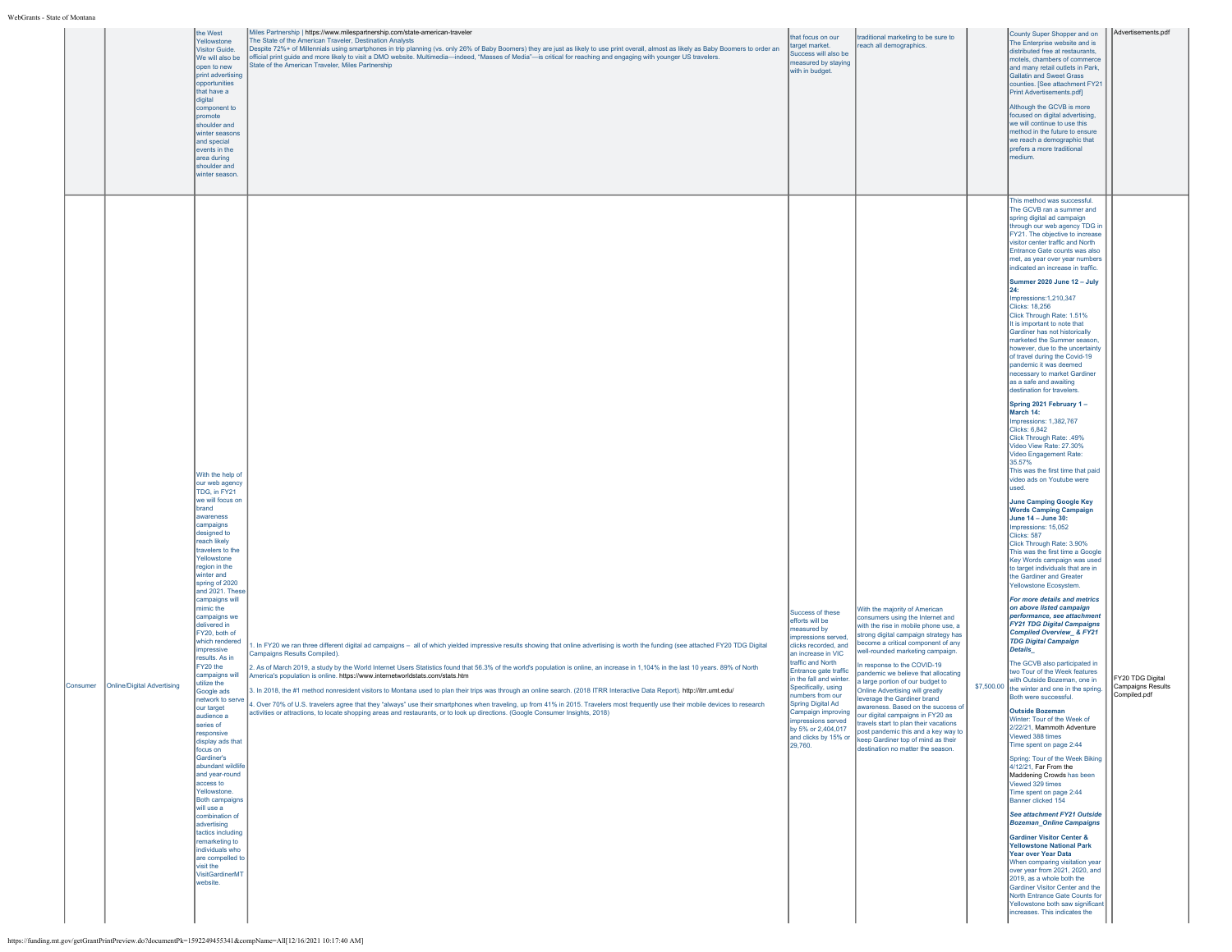| | | | | | | | | |
|---|---|---|---|---|---|---|---|---|
| | | the West Yellowstone Visitor Guide. We will also be open to new print advertising opportunities that have a digital component to promote shoulder and winter seasons and special events in the area during shoulder and winter season. | Miles Partnership \| https://www.milespartnership.com/state-american-traveler<br>The State of the American Traveler, Destination Analysts<br>Despite 72%+ of Millennials using smartphones in trip planning (vs. only 26% of Baby Boomers) they are just as likely to use print overall, almost as likely as Baby Boomers to order an official print guide and more likely to visit a DMO website. Multimedia—indeed, "Masses of Media"—is critical for reaching and engaging with younger US travelers.<br>State of the American Traveler, Miles Partnership | that focus on our target market. Success will also be measured by staying with in budget. | traditional marketing to be sure to reach all demographics. | | County Super Shopper and on The Enterprise website and is distributed free at restaurants, motels, chambers of commerce and many retail outlets in Park, Gallatin and Sweet Grass counties. [See attachment FY21 Print Advertisements.pdf]<br><br>Although the GCVB is more focused on digital advertising, we will continue to use this method in the future to ensure we reach a demographic that prefers a more traditional medium. | Advertisements.pdf |
| Consumer | Online/Digital Advertising | With the help of our web agency TDG, in FY21 we will focus on brand awareness campaigns designed to reach likely travelers to the Yellowstone region in the winter and spring of 2020 and 2021. These campaigns will mimic the campaigns we delivered in FY20, both of which rendered impressive results. As in FY20 the campaigns will utilize the Google ads network to serve our target audience a series of responsive display ads that focus on Gardiner's abundant wildlife and year-round access to Yellowstone. Both campaigns will use a combination of advertising tactics including remarketing to individuals who are compelled to visit the VisitGardinerMT website. | 1. In FY20 we ran three different digital ad campaigns – all of which yielded impressive results showing that online advertising is worth the funding (see attached FY20 TDG Digital Campaigns Results Compiled).<br><br>2. As of March 2019, a study by the World Internet Users Statistics found that 56.3% of the world's population is online, an increase in 1,104% in the last 10 years. 89% of North America's population is online. https://www.internetworldstats.com/stats.htm<br><br>3. In 2018, the #1 method nonresident visitors to Montana used to plan their trips was through an online search. (2018 ITRR Interactive Data Report). http://itrr.umt.edu/<br><br>4. Over 70% of U.S. travelers agree that they "always" use their smartphones when traveling, up from 41% in 2015. Travelers most frequently use their mobile devices to research activities or attractions, to locate shopping areas and restaurants, or to look up directions. (Google Consumer Insights, 2018) | Success of these efforts will be measured by impressions served, clicks recorded, and an increase in VIC traffic and North Entrance gate traffic in the fall and winter. Specifically, using numbers from our Spring Digital Ad Campaign improving impressions served by 5% or 2,404,017 and clicks by 15% or 29,760. | With the majority of American consumers using the Internet and with the rise in mobile phone use, a strong digital campaign strategy has become a critical component of any well-rounded marketing campaign.<br><br>In response to the COVID-19 pandemic we believe that allocating a large portion of our budget to Online Advertising will greatly leverage the Gardiner brand awareness. Based on the success of our digital campaigns in FY20 as travels start to plan their vacations post pandemic this and a key way to keep Gardiner top of mind as their destination no matter the season. | $7,500.00 | This method was successful. The GCVB ran a summer and spring digital ad campaign through our web agency TDG in FY21. The objective to increase visitor center traffic and North Entrance Gate counts was also met, as year over year numbers indicated an increase in traffic.<br><br>**Summer 2020 June 12 – July 24:**<br>Impressions:1,210,347<br>Clicks: 18,256<br>Click Through Rate: 1.51%<br>It is important to note that Gardiner has not historically marketed the Summer season, however, due to the uncertainty of travel during the Covid-19 pandemic it was deemed necessary to market Gardiner as a safe and awaiting destination for travelers.<br><br>**Spring 2021 February 1 – March 14:**<br>Impressions: 1,382,767<br>Clicks: 6,842<br>Click Through Rate: .49%<br>Video View Rate: 27.30%<br>Video Engagement Rate: 35.57%<br>This was the first time that paid video ads on Youtube were used.<br><br>**June Camping Google Key Words Camping Campaign June 14 – June 30:**<br>Impressions: 15,052<br>Clicks: 587<br>Click Through Rate: 3.90%<br>This was the first time a Google Key Words campaign was used to target individuals that are in the Gardiner and Greater Yellowstone Ecosystem.<br><br>***For more details and metrics on above listed campaign performance, see attachment FY21 TDG Digital Campaigns Compiled Overview_ & FY21 TDG Digital Campaign Details_***<br><br>The GCVB also participated in two Tour of the Week features with Outside Bozeman, one in the winter and one in the spring. Both were successful.<br><br>**Outside Bozeman**<br>Winter: Tour of the Week of 2/22/21, Mammoth Adventure<br>Viewed 388 times<br>Time spent on page 2:44<br><br>Spring: Tour of the Week Biking 4/12/21, Far From the Maddening Crowds has been<br>Viewed 329 times<br>Time spent on page 2:44<br>Banner clicked 154<br><br>***See attachment FY21 Outside Bozeman_Online Campaigns***<br><br>**Gardiner Visitor Center & Yellowstone National Park Year over Year Data**<br>When comparing visitation year over year from 2021, 2020, and 2019, as a whole both the Gardiner Visitor Center and the North Entrance Gate Counts for Yellowstone both saw significant increases. This indicates the | FY20 TDG Digital Campaigns Results Compiled.pdf |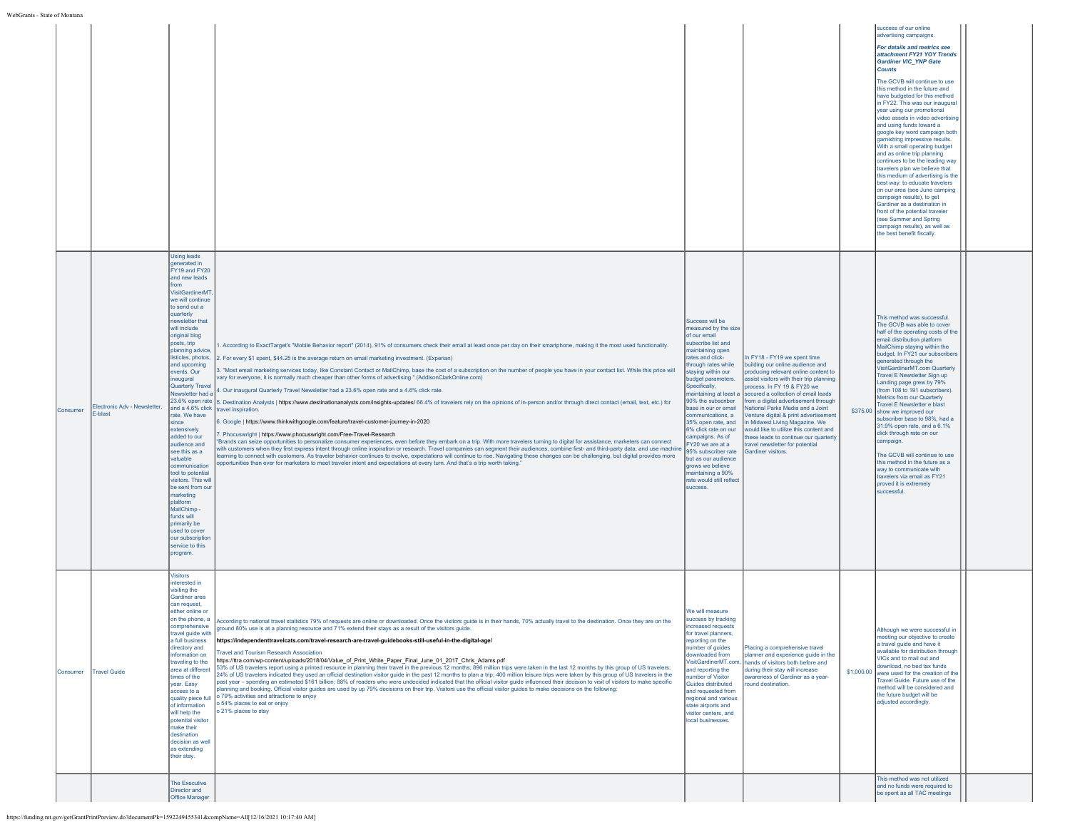| | | | | | | | | | |
|---|---|---|---|---|---|---|---|---|---|
| | | | | | | | success of our online advertising campaigns.<br><br>***For details and metrics see attachment FY21 YOY Trends Gardiner VIC_YNP Gate Counts***<br><br>The GCVB will continue to use this method in the future and have budgeted for this method in FY22. This was our inaugural year using our promotional video assets in video advertising and using funds toward a google key word campaign both garnishing impressive results. With a small operating budget and as online trip planning continues to be the leading way travelers plan we believe that this medium of advertising is the best way: to educate travelers on our area (see June camping campaign results), to get Gardiner as a destination in front of the potential traveler (see Summer and Spring campaign results), as well as the best benefit fiscally. | | |
| Consumer | Electronic Adv - Newsletter, E-blast | Using leads generated in FY19 and FY20 and new leads from VisitGardinerMT, we will continue to send out a quarterly newsletter that will include original blog posts, trip planning advice, listicles, photos, and upcoming events. Our inaugural Quarterly Travel Newsletter had a 23.6% open rate and a 4.6% click rate. We have since extensively added to our audience and see this as a valuable communication tool to potential visitors. This will be sent from our marketing platform MailChimp - funds will primarily be used to cover our subscription service to this program. | 1. According to ExactTarget's "Mobile Behavior report" (2014), 91% of consumers check their email at least once per day on their smartphone, making it the most used functionality.<br><br>2. For every $1 spent, $44.25 is the average return on email marketing investment. (Experian)<br><br>3. "Most email marketing services today, like Constant Contact or MailChimp, base the cost of a subscription on the number of people you have in your contact list. While this price will vary for everyone, it is normally much cheaper than other forms of advertising." (AddisonClarkOnline.com)<br><br>4. Our inaugural Quarterly Travel Newsletter had a 23.6% open rate and a 4.6% click rate.<br><br>5. Destination Analysts \| https://www.destinationanalysts.com/insights-updates/ 66.4% of travelers rely on the opinions of in-person and/or through direct contact (email, text, etc.) for travel inspiration.<br><br>6. Google \| https://www.thinkwithgoogle.com/feature/travel-customer-journey-in-2020<br><br>7. Phocuswright \| https://www.phocuswright.com/Free-Travel-Research<br>"Brands can seize opportunities to personalize consumer experiences, even before they embark on a trip. With more travelers turning to digital for assistance, marketers can connect with customers when they first express intent through online inspiration or research. Travel companies can segment their audiences, combine first- and third-party data, and use machine learning to connect with customers. As traveler behavior continues to evolve, expectations will continue to rise. Navigating these changes can be challenging, but digital provides more opportunities than ever for marketers to meet traveler intent and expectations at every turn. And that's a trip worth taking." | Success will be measured by the size of our email subscribe list and maintaining open rates and click-through rates while staying within our budget parameters. Specifically, maintaining at least a 90% the subscriber base in our email communications, a 35% open rate, and 6% click rate on our campaigns. As of FY20 we are at a 95% subscriber rate but as our audience grows we believe maintaining a 90% rate would still reflect success. | In FY18 - FY19 we spent time building our online audience and producing relevant online content to assist visitors with their trip planning process. In FY 19 & FY20 we secured a collection of email leads from a digital advertisement through National Parks Media and a Joint Venture digital & print advertisement in Midwest Living Magazine. We would like to utilize this content and these leads to continue our quarterly travel newsletter for potential Gardiner visitors. | $375.00 | This method was successful. The GCVB was able to cover half of the operating costs of the email distribution platform MailChimp staying within the budget. In FY21 our subscribers generated through the VisitGardinerMT.com Quarterly Travel E Newsletter Sign up Landing page grew by 79% (from 108 to 191 subscribers). Metrics from our Quarterly Travel E Newsletter e blast show we improved our subscriber base to 98%, had a 31.9% open rate, and a 6.1% click through rate on our campaign.<br><br>The GCVB will continue to use this method in the future as a way to communicate with travelers via email as FY21 proved it is extremely successful. | | |
| Consumer | Travel Guide | Visitors interested in visiting the Gardiner area can request, either online or on the phone, a comprehensive travel guide with a full business directory and information on traveling to the area at different times of the year. Easy access to a quality piece full of information will help the potential visitor make their destination decision as well as extending their stay. | According to national travel statistics 79% of requests are online or downloaded. Once the visitors guide is in their hands, 70% actually travel to the destination. Once they are on the ground 80% use is at a planning resource and 71% extend their stays as a result of the visitors guide.<br><br>**https://independenttravelcats.com/travel-research-are-travel-guidebooks-still-useful-in-the-digital-age/**<br><br>Travel and Tourism Research Association<br>https://ttra.com/wp-content/uploads/2018/04/Value_of_Print_White_Paper_Final_June_01_2017_Chris_Adams.pdf<br>53% of US travelers report using a printed resource in planning their travel in the previous 12 months; 896 million trips were taken in the last 12 months by this group of US travelers; 24% of US travelers indicated they used an official destination visitor guide in the past 12 months to plan a trip; 400 million leisure trips were taken by this group of US travelers in the past year – spending an estimated $161 billion; 88% of readers who were undecided indicated that the official visitor guide influenced their decision to visit of visitors to make specific planning and booking. Official visitor guides are used by up 79% decisions on their trip. Visitors use the official visitor guides to make decisions on the following:<br>o 79% activities and attractions to enjoy<br>o 54% places to eat or enjoy<br>o 21% places to stay | We will measure success by tracking increased requests for travel planners, reporting on the number of guides downloaded from VisitGardinerMT.com, and reporting the number of Visitor Guides distributed and requested from regional and various state airports and visitor centers, and local businesses. | Placing a comprehensive travel planner and experience guide in the hands of visitors both before and during their stay will increase awareness of Gardiner as a year-round destination. | $1,000.00 | Although we were successful in meeting our objective to create a travel guide and have it available for distribution through VICs and to mail out and download, no bed tax funds were used for the creation of the Travel Guide. Future use of the method will be considered and the future budget will be adjusted accordingly. | | |
| | | The Executive Director and Office Manager | | | | | This method was not utilized and no funds were required to be spent as all TAC meetings | | |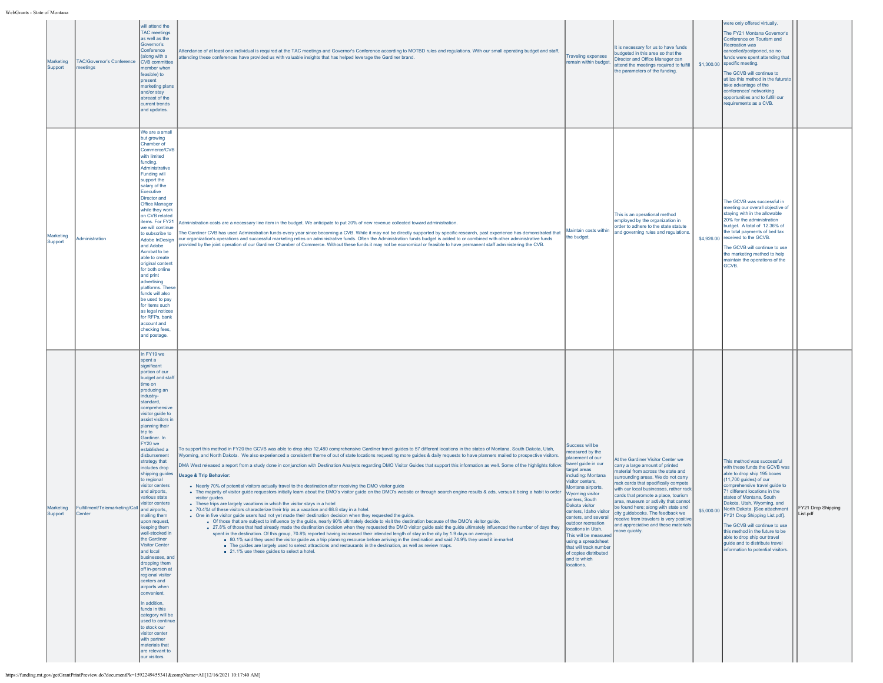| Marketing Support | TAC/Governor's Conference meetings | will attend the TAC meetings as well as the Governor's Conference (along with a CVB committee member when feasible) to present marketing plans and/or stay abreast of the current trends and updates. | Attendance of at least one individual is required at the TAC meetings and Governor's Conference according to MOTBD rules and regulations. With our small operating budget and staff, attending these conferences have provided us with valuable insights that has helped leverage the Gardiner brand. | Traveling expenses remain within budget. | It is necessary for us to have funds budgeted in this area so that the Director and Office Manager can attend the meetings required to fulfill the parameters of the funding. | $1,300.00 | were only offered virtually.<br><br>The FY21 Montana Governor's Conference on Tourism and Recreation was cancelled/postponed, so no funds were spent attending that specific meeting.<br><br>The GCVB will continue to utilize this method in the futureto take advantage of the conferences' networking opportunities and to fulfill our requirements as a CVB. | | |
|---|---|---|---|---|---|---|---|---|---|
| Marketing Support | Administration | We are a small but growing Chamber of Commerce/CVB with limited funding. Administrative Funding will support the salary of the Executive Director and Office Manager while they work on CVB related items. For FY21 we will continue to subscribe to Adobe InDesign and Adobe Acrobat to be able to create original content for both online and print advertising platforms. These funds will also be used to pay for items such as legal notices for RFPs, bank account and checking fees, and postage. | Administration costs are a necessary line item in the budget. We anticipate to put 20% of new revenue collected toward administration.<br><br>The Gardiner CVB has used Administration funds every year since becoming a CVB. While it may not be directly supported by specific research, past experience has demonstrated that our organization's operations and successful marketing relies on administrative funds. Often the Administration funds budget is added to or combined with other administrative funds provided by the joint operation of our Gardiner Chamber of Commerce. Without these funds it may not be economical or feasible to have permanent staff administering the CVB. | Maintain costs within the budget. | This is an operational method employed by the organization in order to adhere to the state statute and governing rules and regulations. | $4,926.00 | The GCVB was successful in meeting our overall objective of staying with in the allowable 20% for the administration budget. A total of 12.36% of the total payments of bed tax received to the GCVB.<br><br>The GCVB will continue to use the marketing method to help maintain the operations of the GCVB. | | |
| Marketing Support | Fulfillment/Telemarketing/Call Center | In FY19 we spent a significant portion of our budget and staff time on producing an industry-standard, comprehensive visitor guide to assist visitors in planning their trip to Gardiner. In FY20 we established a disbursement strategy that includes drop shipping guides to regional visitor centers and airports, various state visitor centers and airports, mailing them upon request, keeping them well-stocked in the Gardiner Visitor Center and local businesses, and dropping them off in-person at regional visitor centers and airports when convenient.<br><br>In addition, funds in this category will be used to continue to stock our visitor center with partner materials that are relevant to our visitors. | To support this method in FY20 the GCVB was able to drop ship 12,480 comprehensive Gardiner travel guides to 57 different locations in the states of Montana, South Dakota, Utah, Wyoming, and North Dakota. We also experienced a consistent theme of out of state locations requesting more guides & daily requests to have planners mailed to prospective visitors.<br><br>DMA West released a report from a study done in conjunction with Destination Analysts regarding DMO Visitor Guides that support this information as well. Some of the highlights follow:<br><br>**Usage & Trip Behavior:**<br><br>• Nearly 70% of potential visitors actually travel to the destination after receiving the DMO visitor guide<br>• The majority of visitor guide requestors initially learn about the DMO's visitor guide on the DMO's website or through search engine results & ads, versus it being a habit to order visitor guides.<br>• These trips are largely vacations in which the visitor stays in a hotel<br>• 70.4%l of these visitors characterize their trip as a vacation and 68.8 stay in a hotel.<br>• One in five visitor guide users had not yet made their destination decision when they requested the guide.<br>  ◦ Of those that are subject to influence by the guide, nearly 90% ultimately decide to visit the destination because of the DMO's visitor guide.<br>  ◦ 27.8% of those that had already made the destination decision when they requested the DMO visitor guide said the guide ultimately influenced the number of days they spent in the destination. Of this group, 70.8% reported having increased their intended length of stay in the city by 1.9 days on average.<br>    ▪ 80.1% said they used the visitor guide as a trip planning resource before arriving in the destination and said 74.9% they used it in-market<br>    ▪ The guides are largely used to select attractions and restaurants in the destination, as well as review maps.<br>    ▪ 21.1% use these guides to select a hotel. | Success will be measured by the placement of our travel guide in our target areas including: Montana visitor centers, Montana airports, Wyoming visitor centers, South Dakota visitor centers, Idaho visitor centers, and several outdoor recreation locations in Utah. This will be measured using a spreadsheet that will track number of copies distributed and to which locations. | At the Gardiner Visitor Center we carry a large amount of printed material from across the state and surrounding areas. We do not carry rack cards that specifically compete with our local businesses, rather rack cards that promote a place, tourism area, museum or activity that cannot be found here; along with state and city guidebooks. The feedback we receive from travelers is very positive and appreciative and these materials move quickly. | $5,000.00 | This method was successful with these funds the GCVB was able to drop ship 195 boxes (11,700 guides) of our comprehensive travel guide to 71 different locations in the states of Montana, South Dakota, Utah, Wyoming, and North Dakota. [See attachment FY21 Drop Shipping List.pdf].<br><br>The GCVB will continue to use this method in the future to be able to drop ship our travel guide and to distribute travel information to potential visitors. | | FY21 Drop Shipping List.pdf |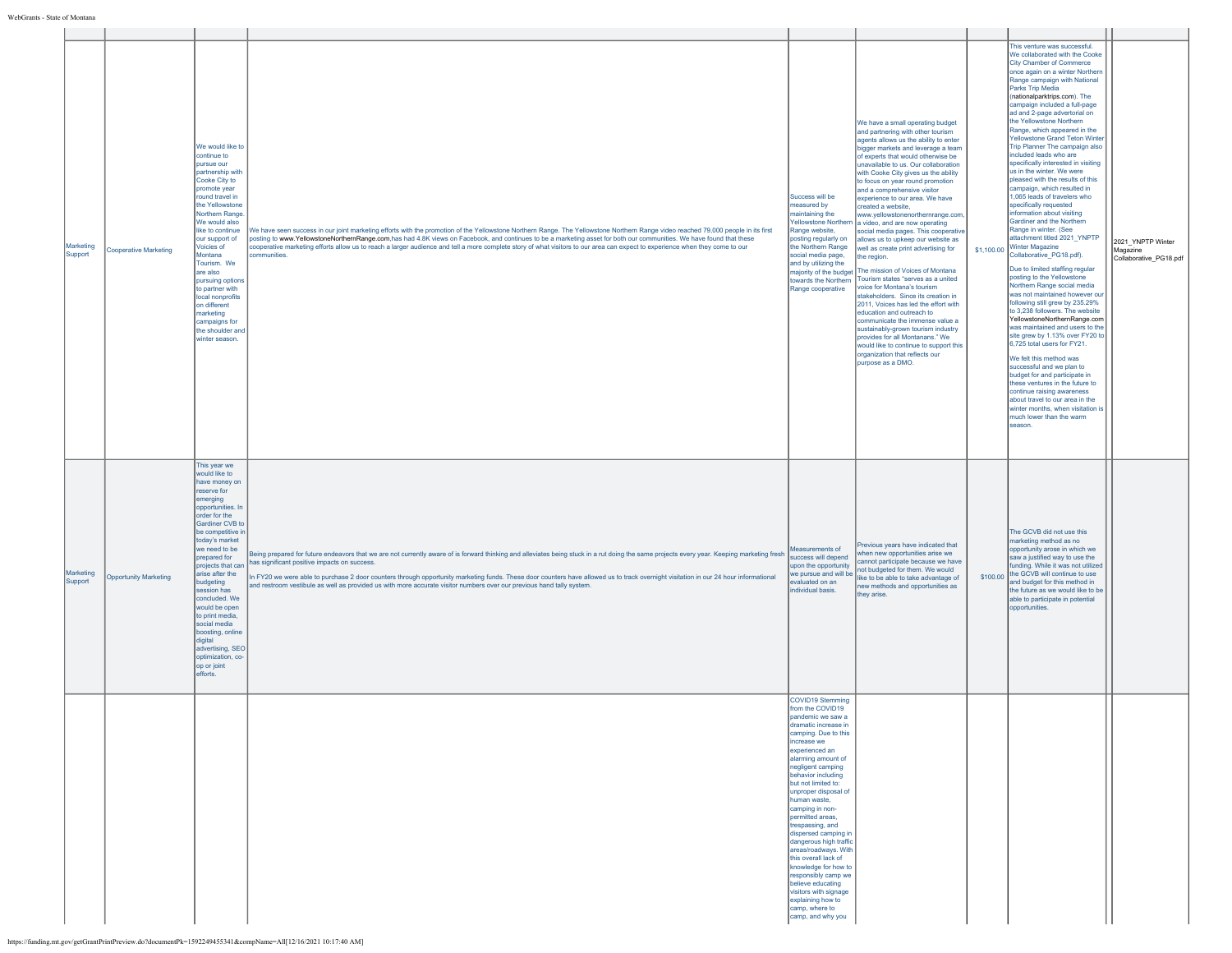| | | | | | | | | |
|---|---|---|---|---|---|---|---|---|
| Marketing Support | Cooperative Marketing | We would like to continue to pursue our partnership with Cooke City to promote year round travel in the Yellowstone Northern Range. We would also like to continue our support of Voices of Montana Tourism. We are also pursuing options to partner with local nonprofits on different marketing campaigns for the shoulder and winter season. | We have seen success in our joint marketing efforts with the promotion of the Yellowstone Northern Range. The Yellowstone Northern Range video reached 79,000 people in its first posting to www.YellowstoneNorthernRange.com,has had 4.8K views on Facebook, and continues to be a marketing asset for both our communities. We have found that these cooperative marketing efforts allow us to reach a larger audience and tell a more complete story of what visitors to our area can expect to experience when they come to our communities. | Success will be measured by maintaining the Yellowstone Northern Range website, posting regularly on the Northern Range social media page, and by utilizing the majority of the budget towards the Northern Range cooperative | We have a small operating budget and partnering with other tourism agents allows us the ability to enter bigger markets and leverage a team of experts that would otherwise be unavailable to us. Our collaboration with Cooke City gives us the ability to focus on year round promotion and a comprehensive visitor experience to our area. We have created a website, www.yellowstonenorthernrange.com, a video, and are now operating social media pages. This cooperative allows us to upkeep our website as well as create print advertising for the region.<br><br>The mission of Voices of Montana Tourism states "serves as a united voice for Montana's tourism stakeholders. Since its creation in 2011, Voices has led the effort with education and outreach to communicate the immense value a sustainably-grown tourism industry provides for all Montanans." We would like to continue to support this organization that reflects our purpose as a DMO. | $1,100.00 | This venture was successful. We collaborated with the Cooke City Chamber of Commerce once again on a winter Northern Range campaign with National Parks Trip Media (nationalparktrips.com). The campaign included a full-page ad and 2-page advertorial on the Yellowstone Northern Range, which appeared in the Yellowstone Grand Teton Winter Trip Planner The campaign also included leads who are specifically interested in visiting us in the winter. We were pleased with the results of this campaign, which resulted in 1,065 leads of travelers who specifically requested information about visiting Gardiner and the Northern Range in winter. (See attachment titled 2021_YNPTP Winter Magazine Collaborative_PG18.pdf).<br><br>Due to limited staffing regular posting to the Yellowstone Northern Range social media was not maintained however our following still grew by 235.29% to 3,238 followers. The website YellowstoneNorthernRange.com was maintained and users to the site grew by 1.13% over FY20 to 6,725 total users for FY21.<br><br>We felt this method was successful and we plan to budget for and participate in these ventures in the future to continue raising awareness about travel to our area in the winter months, when visitation is much lower than the warm season. | 2021_YNPTP Winter Magazine Collaborative_PG18.pdf |
| Marketing Support | Opportunity Marketing | This year we would like to have money on reserve for emerging opportunities. In order for the Gardiner CVB to be competitive in today's market we need to be prepared for projects that can arise after the budgeting session has concluded. We would be open to print media, social media boosting, online digital advertising, SEO optimization, co-op or joint efforts. | Being prepared for future endeavors that we are not currently aware of is forward thinking and alleviates being stuck in a rut doing the same projects every year. Keeping marketing fresh has significant positive impacts on success.<br><br>In FY20 we were able to purchase 2 door counters through opportunity marketing funds. These door counters have allowed us to track overnight visitation in our 24 hour informational and restroom vestibule as well as provided us with more accurate visitor numbers over our previous hand tally system. | Measurements of success will depend upon the opportunity we pursue and will be evaluated on an individual basis. | Previous years have indicated that when new opportunities arise we cannot participate because we have not budgeted for them. We would like to be able to take advantage of new methods and opportunities as they arise. | $100.00 | The GCVB did not use this marketing method as no opportunity arose in which we saw a justified way to use the funding. While it was not utilized the GCVB will continue to use and budget for this method in the future as we would like to be able to participate in potential opportunities. | |
| | | | | COVID19 Stemming from the COVID19 pandemic we saw a dramatic increase in camping. Due to this increase we experienced an alarming amount of negligent camping behavior including but not limited to: unproper disposal of human waste, camping in non-permitted areas, trespassing, and dispersed camping in dangerous high traffic areas/roadways. With this overall lack of knowledge for how to responsibly camp we believe educating visitors with signage explaining how to camp, where to camp, and why you | | | | |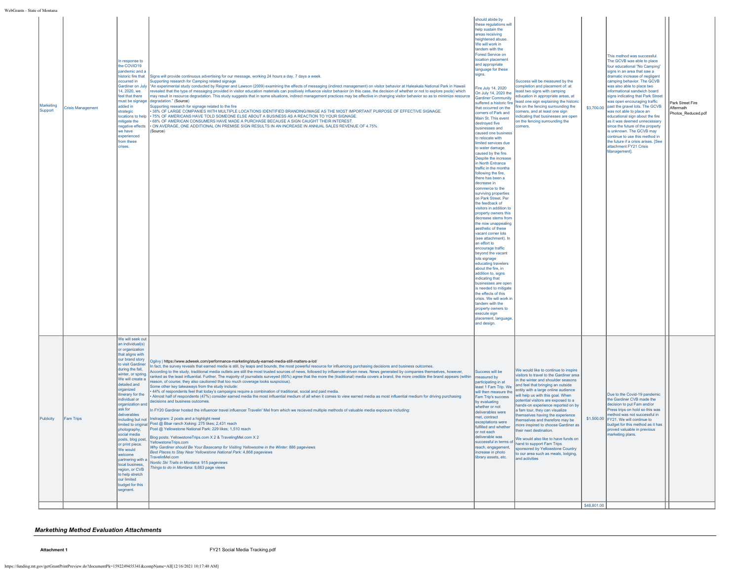| Marketing Support | Crisis Management | In response to the COVID19 pandemic and a historic fire that occurred in Gardiner on July 14, 2020, we feel that there must be signage added in strategic locations to help mitigate the negative effects we have experienced from these crises. | Signs will provide continuous advertising for our message, working 24 hours a day, 7 days a week.<br>Supporting research for Camping related signage<br>"An experimental study conducted by Reigner and Lawson (2009) examining the effects of messaging (indirect management) on visitor behavior at Haleakala National Park in Hawaii revealed that the type of messaging provided in visitor education materials can positively influence visitor behavior (in this case, the decision of whether or not to explore pools) which may result in resource degradation. This study suggests that in some situations, indirect management practices may be effective in changing visitor behavior so as to minimize resource degradation." (Source)<br>Supporting research for signage related to the fire<br>• 38% OF LARGE COMPANIES WITH MULTIPLE LOCATIONS IDENTIFIED BRANDING/IMAGE AS THE MOST IMPORTANT PURPOSE OF EFFECTIVE SIGNAGE.<br>• 75% OF AMERICANS HAVE TOLD SOMEONE ELSE ABOUT A BUSINESS AS A REACTION TO YOUR SIGNAGE.<br>• 68% OF AMERICAN CONSUMERS HAVE MADE A PURCHASE BECAUSE A SIGN CAUGHT THEIR INTEREST.<br>• ON AVERAGE, ONE ADDITIONAL ON PREMISE SIGN RESULTS IN AN INCREASE IN ANNUAL SALES REVENUE OF 4.75%.<br>(Source) | should abide by these regulations will help sustain the areas receiving heightened abuse. We will work in tandem with the Forest Service on location placement and appropriate language for these signs.<br><br>Fire July 14, 2020<br>On July 14, 2020 the Gardiner Community suffered a historic fire that occurred on the corners of Park and Main St. This event destroyed five businesses and caused one business to relocate with limited services due to water damage caused by the fire. Despite the increase in North Entrance traffic in the months following the fire, there has been a decrease in commerce to the surviving properties on Park Street. Per the feedback of visitors in addition to property owners this decrease stems from the now unappealing aesthetic of these vacant corner lots (see attachment). In an effort to encourage traffic beyond the vacant lots signage educating travelers about the fire, in addition to, signs indicating that businesses are open is needed to mitigate the effects of this crisis. We will work in tandem with the property owners to execute sign placement, language, and design. | Success will be measured by the completion and placement of: at least two signs with camping education in appropriate areas, at least one sign explaining the historic fire on the fencing surrounding the corners, and at least one sign indicating that businesses are open on the fencing surrounding the corners. | $3,700.00 | This method was successful. The GCVB was able to place four educational "No Camping" signs in an area that saw a dramatic increase of negligent camping behavior. The GCVB was also able to place two informational sandwich board signs indicating that Park Street was open encouraging traffic past the gravel lots. The GCVB was not able to place an educational sign about the fire as it was deemed unnecessary since the future of the property is unknown. The GCVB may continue to use this method in the future if a crisis arises. [See attachment FY21 Crisis Management]. | | Park Street Fire Aftermath Photos_Reduced.pdf |
| Publicity | Fam Trips | We will seek out an individual(s) or organization that aligns with our brand story to visit Gardiner during the fall, winter, or spring. We will create a detailed and organized itinerary for the individual or organization and ask for deliverables including but not limited to original photography, social media posts, blog post, or print piece. We would welcome partnering with a local business, region, or CVB to help stretch our limited budget for this segment. | Ogilvy \| https://www.adweek.com/performance-marketing/study-earned-media-still-matters-a-lot/<br>In fact, the survey reveals that earned media is still, by leaps and bounds, the most powerful resource for influencing purchasing decisions and business outcomes.<br>According to the study, traditional media outlets are still the most trusted sources of news, followed by influencer-driven news. News generated by companies themselves, however, ranked as the least influential. Further, The majority of journalists surveyed (65%) agree that the more the (traditional) media covers a brand, the more credible the brand appears (within reason, of course; they also cautioned that too much coverage looks suspicious).<br>Some other key takeaways from the study include:<br>• 44% of respondents feel that today's campaigns require a combination of traditional, social and paid media.<br>• Almost half of respondents (47%) consider earned media the most influential medium of all when it comes to view earned media as most influential medium for driving purchasing decisions and business outcomes.<br><br>In FY20 Gardiner hosted the influencer travel influencer Travelin' Mel from which we recieved multiple methods of valuable media exposure including:<br><br>Instragram: 2 posts and a highlight reeel<br>Post @ Bbar ranch Xsking: 275 likes; 2,431 reach<br>Post @ Yellowstone National Park: 229 likes; 1,510 reach<br><br>Blog posts: YellowstoneTrips.com X 2 & TravelingMel.com X 2<br>YellowstoneTrips.com<br>*Why Gardiner should Be Your Basecamp for Visiting Yellowsotne in the Winter:* 886 pageviews<br>*Best Places to Stay Near Yellowstone National Park:* 4,868 pageviews<br>TravelinMel.com<br>*Nordic Ski Trails in Montana:* 915 pageviews<br>*Things to do in Montana:* 8,663 page views | Success will be measured by participating in at least 1 Fam Trip. We will then measure the Fam Trip's success by evaluating whether or not contract deliverables were met, contract exceptations were fulfilled and whether or not each deliverable was successful in terms of reach, engagement, increase in photo library assets, etc. | We would like to continue to inspire visitors to travel to the Gardiner area in the winter and shoulder seasons and feel that bringing an outside entity with a large online audience will help us with this goal. When potential visitors are exposed to a hands-on experience reported on by a fam tour, they can visualize themselves having the experience themselves and therefore may be more inspired to choose Gardiner as their next destination.<br><br>We would also like to have funds on hand to support Fam Trips sponsored by Yellowstone Country to our area such as meals, lodging, and activities | $1,500.00 | Due to the Covid-19 pandemic the Gardiner CVB made the decision to put Fam and/or Press trips on hold so this was method was not successful in FY21. We will continue to budget for this method as it has proved valuable in previous marketing plans. | | |
| | | | | | | $48,801.00 | | | |

### *Markething Method Evaluation Attachments*

| **Attachment 1** | FY21 Social Media Tracking.pdf |
| --- | --- |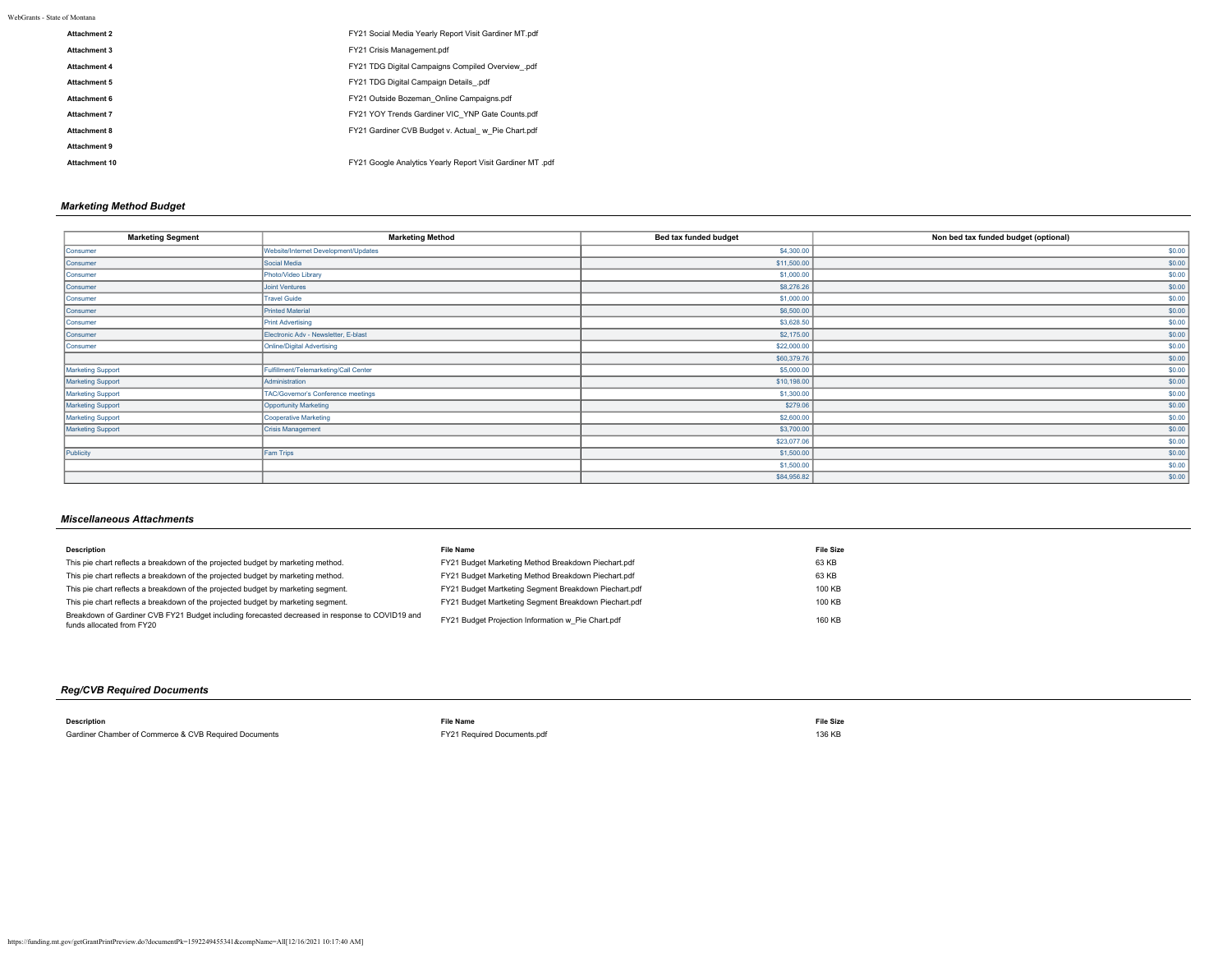| | |
|---|---|
| **Attachment 2** | FY21 Social Media Yearly Report Visit Gardiner MT.pdf |
| **Attachment 3** | FY21 Crisis Management.pdf |
| **Attachment 4** | FY21 TDG Digital Campaigns Compiled Overview_.pdf |
| **Attachment 5** | FY21 TDG Digital Campaign Details_.pdf |
| **Attachment 6** | FY21 Outside Bozeman_Online Campaigns.pdf |
| **Attachment 7** | FY21 YOY Trends Gardiner VIC_YNP Gate Counts.pdf |
| **Attachment 8** | FY21 Gardiner CVB Budget v. Actual_ w_Pie Chart.pdf |
| **Attachment 9** | |
| **Attachment 10** | FY21 Google Analytics Yearly Report Visit Gardiner MT .pdf |

### *Marketing Method Budget*

| Marketing Segment | Marketing Method | Bed tax funded budget | Non bed tax funded budget (optional) |
|---|---|---|---|
| Consumer | Website/Internet Development/Updates | $4,300.00 | $0.00 |
| Consumer | Social Media | $11,500.00 | $0.00 |
| Consumer | Photo/Video Library | $1,000.00 | $0.00 |
| Consumer | Joint Ventures | $8,276.26 | $0.00 |
| Consumer | Travel Guide | $1,000.00 | $0.00 |
| Consumer | Printed Material | $6,500.00 | $0.00 |
| Consumer | Print Advertising | $3,628.50 | $0.00 |
| Consumer | Electronic Adv - Newsletter, E-blast | $2,175.00 | $0.00 |
| Consumer | Online/Digital Advertising | $22,000.00 | $0.00 |
| | | $60,379.76 | $0.00 |
| Marketing Support | Fulfillment/Telemarketing/Call Center | $5,000.00 | $0.00 |
| Marketing Support | Administration | $10,198.00 | $0.00 |
| Marketing Support | TAC/Governor's Conference meetings | $1,300.00 | $0.00 |
| Marketing Support | Opportunity Marketing | $279.06 | $0.00 |
| Marketing Support | Cooperative Marketing | $2,600.00 | $0.00 |
| Marketing Support | Crisis Management | $3,700.00 | $0.00 |
| | | $23,077.06 | $0.00 |
| Publicity | Fam Trips | $1,500.00 | $0.00 |
| | | $1,500.00 | $0.00 |
| | | $84,956.82 | $0.00 |

### *Miscellaneous Attachments*

| Description | File Name | File Size |
|---|---|---|
| This pie chart reflects a breakdown of the projected budget by marketing method. | FY21 Budget Marketing Method Breakdown Piechart.pdf | 63 KB |
| This pie chart reflects a breakdown of the projected budget by marketing method. | FY21 Budget Marketing Method Breakdown Piechart.pdf | 63 KB |
| This pie chart reflects a breakdown of the projected budget by marketing segment. | FY21 Budget Martketing Segment Breakdown Piechart.pdf | 100 KB |
| This pie chart reflects a breakdown of the projected budget by marketing segment. | FY21 Budget Martketing Segment Breakdown Piechart.pdf | 100 KB |
| Breakdown of Gardiner CVB FY21 Budget including forecasted decreased in response to COVID19 and funds allocated from FY20 | FY21 Budget Projection Information w_Pie Chart.pdf | 160 KB |

### *Reg/CVB Required Documents*

| Description | File Name | File Size |
|---|---|---|
| Gardiner Chamber of Commerce & CVB Required Documents | FY21 Required Documents.pdf | 136 KB |